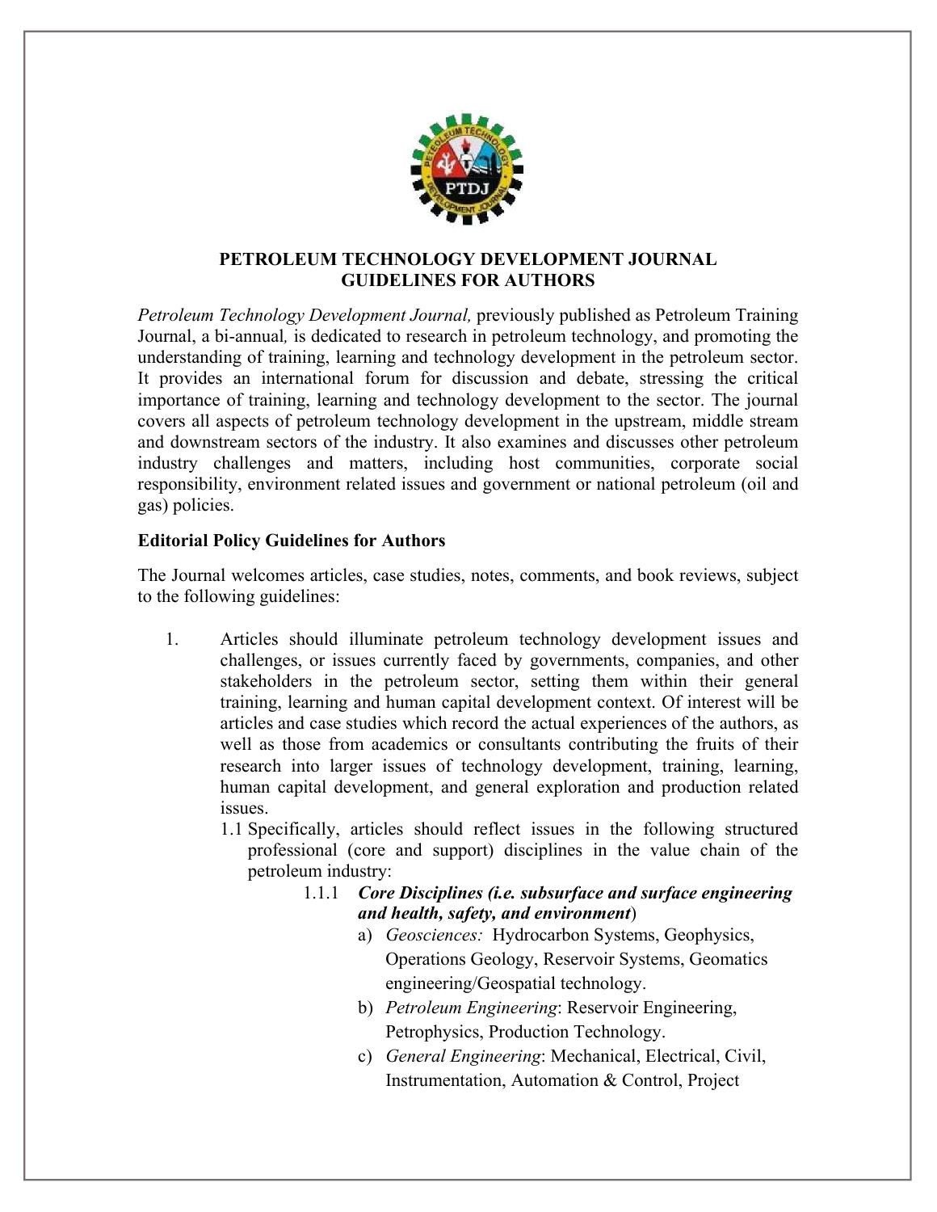# PETROLEUM TECHNOLOGY DEVELOPMENT JOURNAL
## GUIDELINES FOR AUTHORS

*Petroleum Technology Development Journal,* previously published as Petroleum Training Journal, a bi-annual*,* is dedicated to research in petroleum technology, and promoting the understanding of training, learning and technology development in the petroleum sector. It provides an international forum for discussion and debate, stressing the critical importance of training, learning and technology development to the sector. The journal covers all aspects of petroleum technology development in the upstream, middle stream and downstream sectors of the industry. It also examines and discusses other petroleum industry challenges and matters, including host communities, corporate social responsibility, environment related issues and government or national petroleum (oil and gas) policies.

**Editorial Policy Guidelines for Authors**

The Journal welcomes articles, case studies, notes, comments, and book reviews, subject to the following guidelines:

1. Articles should illuminate petroleum technology development issues and challenges, or issues currently faced by governments, companies, and other stakeholders in the petroleum sector, setting them within their general training, learning and human capital development context. Of interest will be articles and case studies which record the actual experiences of the authors, as well as those from academics or consultants contributing the fruits of their research into larger issues of technology development, training, learning, human capital development, and general exploration and production related issues.

   1.1 Specifically, articles should reflect issues in the following structured professional (core and support) disciplines in the value chain of the petroleum industry:

   1.1.1 ***Core Disciplines (i.e. subsurface and surface engineering and health, safety, and environment***)

   a) *Geosciences:* Hydrocarbon Systems, Geophysics, Operations Geology, Reservoir Systems, Geomatics engineering/Geospatial technology.

   b) *Petroleum Engineering*: Reservoir Engineering, Petrophysics, Production Technology.

   c) *General Engineering*: Mechanical, Electrical, Civil, Instrumentation, Automation & Control, Project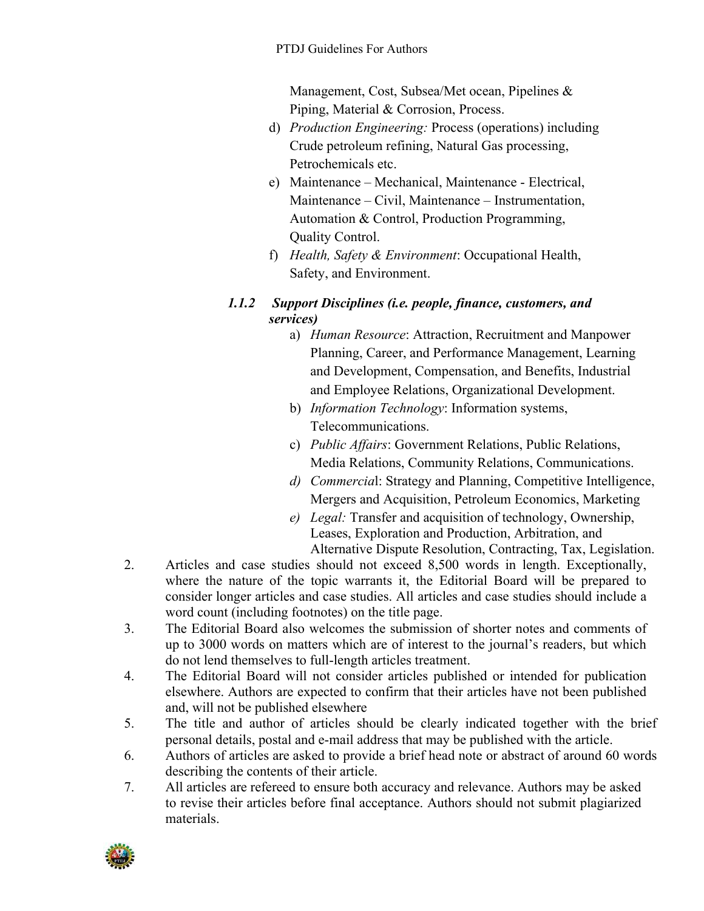Management, Cost, Subsea/Met ocean, Pipelines & Piping, Material & Corrosion, Process.

d) *Production Engineering:* Process (operations) including Crude petroleum refining, Natural Gas processing, Petrochemicals etc.

e) Maintenance – Mechanical, Maintenance - Electrical, Maintenance – Civil, Maintenance – Instrumentation, Automation & Control, Production Programming, Quality Control.

f) *Health, Safety & Environment*: Occupational Health, Safety, and Environment.

#### *1.1.2 Support Disciplines (i.e. people, finance, customers, and services)*

a) *Human Resource*: Attraction, Recruitment and Manpower Planning, Career, and Performance Management, Learning and Development, Compensation, and Benefits, Industrial and Employee Relations, Organizational Development.

b) *Information Technology*: Information systems, Telecommunications.

c) *Public Affairs*: Government Relations, Public Relations, Media Relations, Community Relations, Communications.

d) *Commercia*l: Strategy and Planning, Competitive Intelligence, Mergers and Acquisition, Petroleum Economics, Marketing

e) *Legal:* Transfer and acquisition of technology, Ownership, Leases, Exploration and Production, Arbitration, and Alternative Dispute Resolution, Contracting, Tax, Legislation.

2. Articles and case studies should not exceed 8,500 words in length. Exceptionally, where the nature of the topic warrants it, the Editorial Board will be prepared to consider longer articles and case studies. All articles and case studies should include a word count (including footnotes) on the title page.
3. The Editorial Board also welcomes the submission of shorter notes and comments of up to 3000 words on matters which are of interest to the journal's readers, but which do not lend themselves to full-length articles treatment.
4. The Editorial Board will not consider articles published or intended for publication elsewhere. Authors are expected to confirm that their articles have not been published and, will not be published elsewhere
5. The title and author of articles should be clearly indicated together with the brief personal details, postal and e-mail address that may be published with the article.
6. Authors of articles are asked to provide a brief head note or abstract of around 60 words describing the contents of their article.
7. All articles are refereed to ensure both accuracy and relevance. Authors may be asked to revise their articles before final acceptance. Authors should not submit plagiarized materials.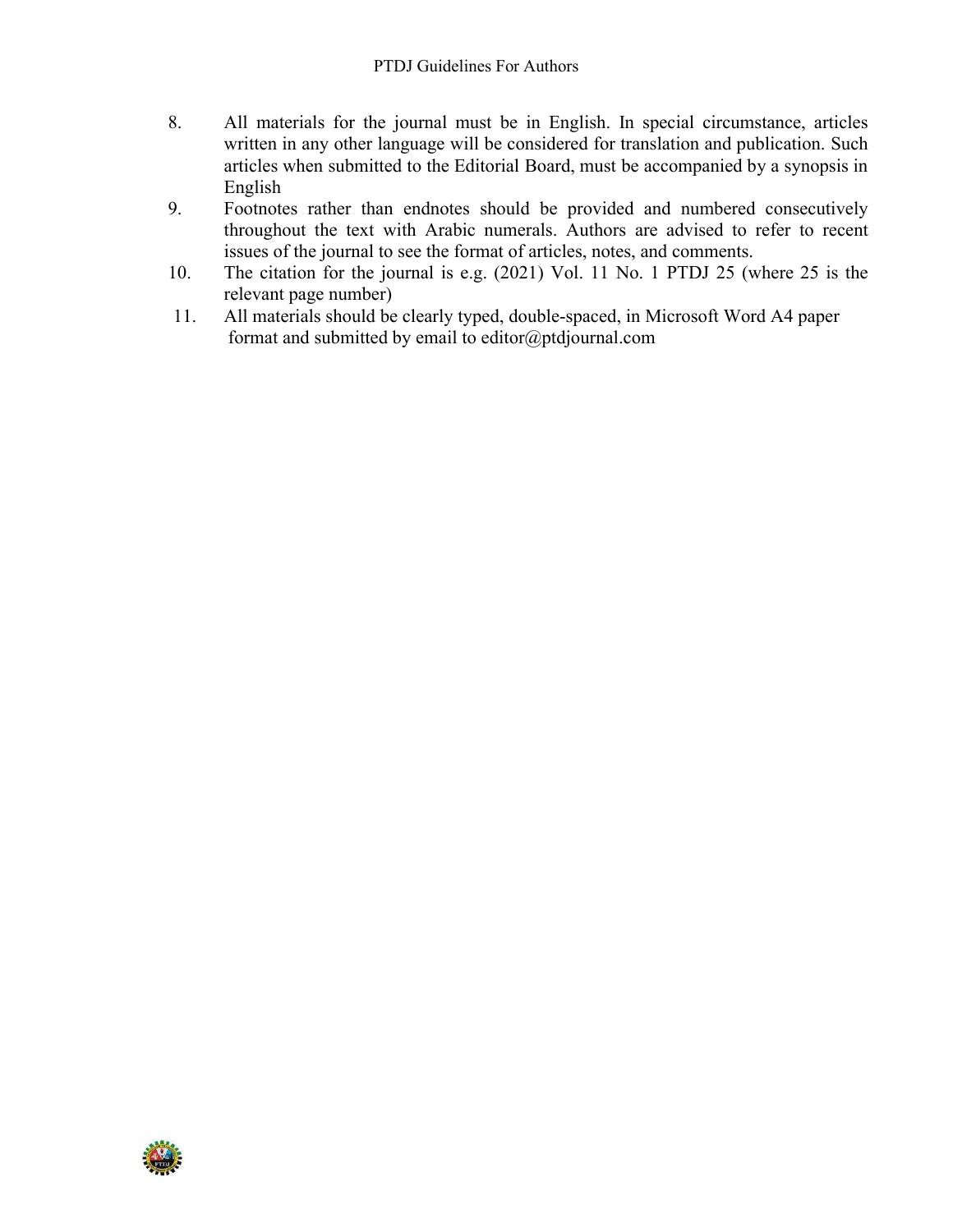8. All materials for the journal must be in English. In special circumstance, articles written in any other language will be considered for translation and publication. Such articles when submitted to the Editorial Board, must be accompanied by a synopsis in English
9. Footnotes rather than endnotes should be provided and numbered consecutively throughout the text with Arabic numerals. Authors are advised to refer to recent issues of the journal to see the format of articles, notes, and comments.
10. The citation for the journal is e.g. (2021) Vol. 11 No. 1 PTDJ 25 (where 25 is the relevant page number)
11. All materials should be clearly typed, double-spaced, in Microsoft Word A4 paper format and submitted by email to editor@ptdjournal.com